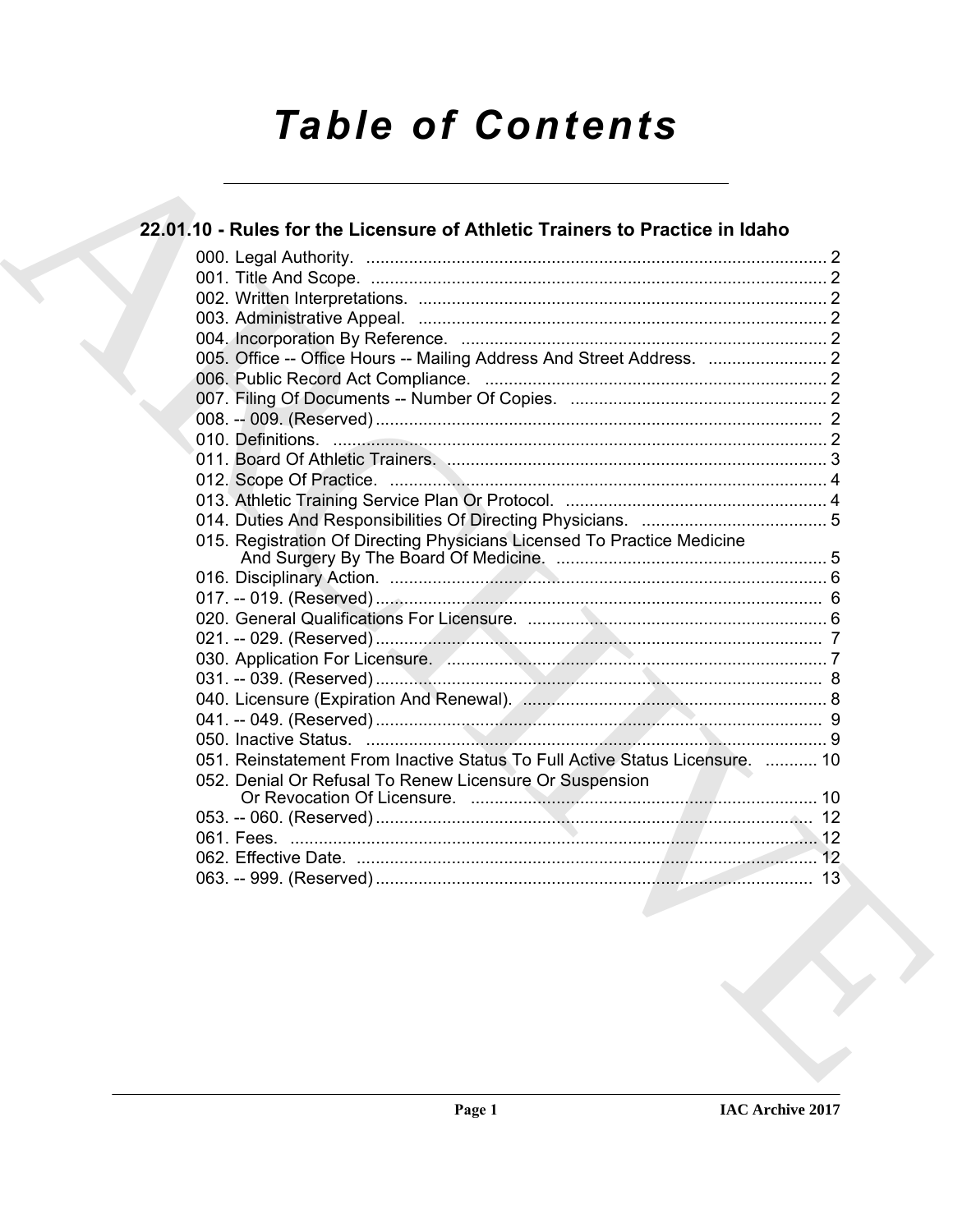# Table of Contents

## 22.01.10 - Rules for the Licensure of Athletic Trainers to Practice in Idaho

000. Legal Authority. ..... 2
001. Title And Scope. ..... 2
002. Written Interpretations. ..... 2
003. Administrative Appeal. ..... 2
004. Incorporation By Reference. ..... 2
005. Office -- Office Hours -- Mailing Address And Street Address. ..... 2
006. Public Record Act Compliance. ..... 2
007. Filing Of Documents -- Number Of Copies. ..... 2
008. -- 009. (Reserved) ..... 2
010. Definitions. ..... 2
011. Board Of Athletic Trainers. ..... 3
012. Scope Of Practice. ..... 4
013. Athletic Training Service Plan Or Protocol. ..... 4
014. Duties And Responsibilities Of Directing Physicians. ..... 5
015. Registration Of Directing Physicians Licensed To Practice Medicine And Surgery By The Board Of Medicine. ..... 5
016. Disciplinary Action. ..... 6
017. -- 019. (Reserved) ..... 6
020. General Qualifications For Licensure. ..... 6
021. -- 029. (Reserved) ..... 7
030. Application For Licensure. ..... 7
031. -- 039. (Reserved) ..... 8
040. Licensure (Expiration And Renewal). ..... 8
041. -- 049. (Reserved) ..... 9
050. Inactive Status. ..... 9
051. Reinstatement From Inactive Status To Full Active Status Licensure. ..... 10
052. Denial Or Refusal To Renew Licensure Or Suspension Or Revocation Of Licensure. ..... 10
053. -- 060. (Reserved) ..... 12
061. Fees. ..... 12
062. Effective Date. ..... 12
063. -- 999. (Reserved) ..... 13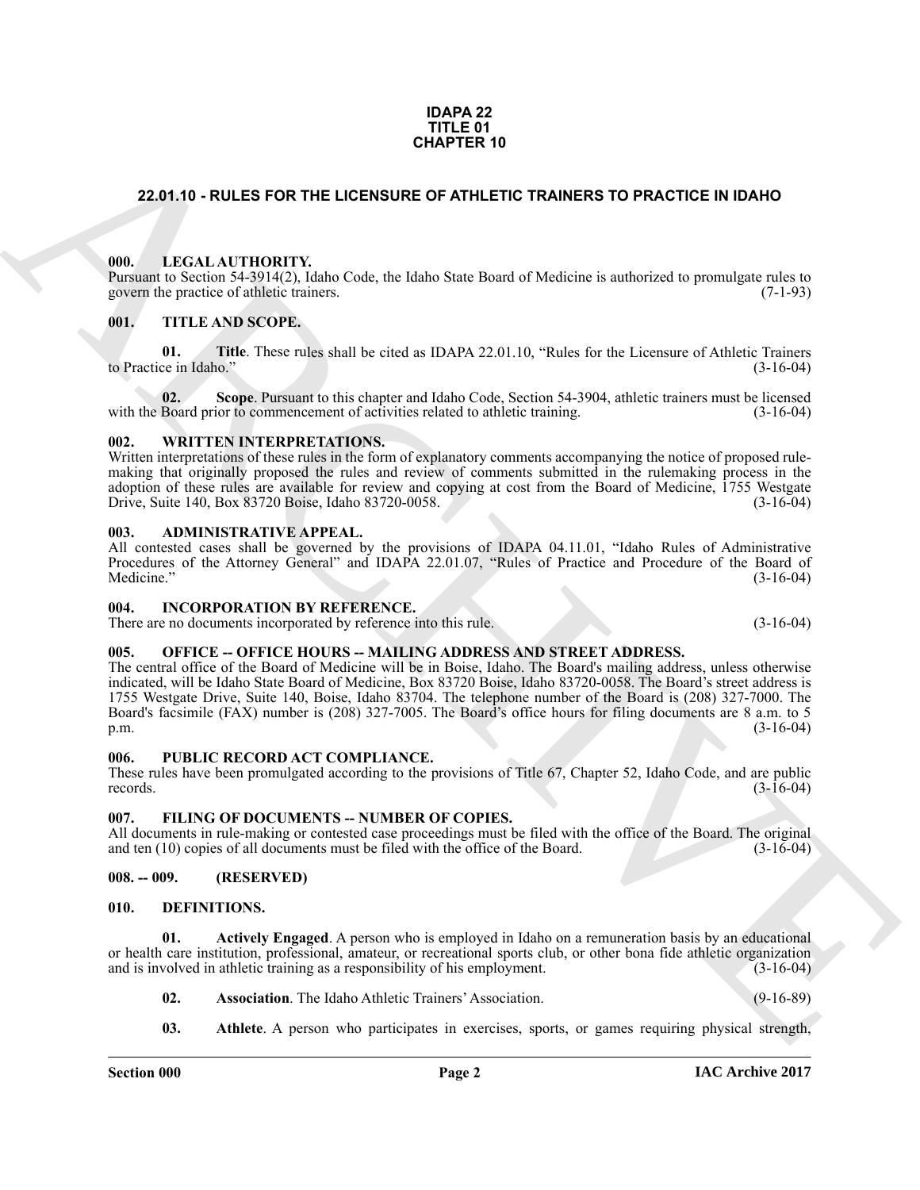**IDAPA 22**
**TITLE 01**
**CHAPTER 10**

# 22.01.10 - RULES FOR THE LICENSURE OF ATHLETIC TRAINERS TO PRACTICE IN IDAHO

## 000. LEGAL AUTHORITY.

Pursuant to Section 54-3914(2), Idaho Code, the Idaho State Board of Medicine is authorized to promulgate rules to govern the practice of athletic trainers. (7-1-93)

## 001. TITLE AND SCOPE.

**01. Title**. These rules shall be cited as IDAPA 22.01.10, "Rules for the Licensure of Athletic Trainers to Practice in Idaho." (3-16-04)

**02. Scope**. Pursuant to this chapter and Idaho Code, Section 54-3904, athletic trainers must be licensed with the Board prior to commencement of activities related to athletic training. (3-16-04)

## 002. WRITTEN INTERPRETATIONS.

Written interpretations of these rules in the form of explanatory comments accompanying the notice of proposed rulemaking that originally proposed the rules and review of comments submitted in the rulemaking process in the adoption of these rules are available for review and copying at cost from the Board of Medicine, 1755 Westgate Drive, Suite 140, Box 83720 Boise, Idaho 83720-0058. (3-16-04)

## 003. ADMINISTRATIVE APPEAL.

All contested cases shall be governed by the provisions of IDAPA 04.11.01, "Idaho Rules of Administrative Procedures of the Attorney General" and IDAPA 22.01.07, "Rules of Practice and Procedure of the Board of Medicine." (3-16-04)

## 004. INCORPORATION BY REFERENCE.

There are no documents incorporated by reference into this rule. (3-16-04)

## 005. OFFICE -- OFFICE HOURS -- MAILING ADDRESS AND STREET ADDRESS.

The central office of the Board of Medicine will be in Boise, Idaho. The Board's mailing address, unless otherwise indicated, will be Idaho State Board of Medicine, Box 83720 Boise, Idaho 83720-0058. The Board's street address is 1755 Westgate Drive, Suite 140, Boise, Idaho 83704. The telephone number of the Board is (208) 327-7000. The Board's facsimile (FAX) number is (208) 327-7005. The Board's office hours for filing documents are 8 a.m. to 5 p.m. (3-16-04)

## 006. PUBLIC RECORD ACT COMPLIANCE.

These rules have been promulgated according to the provisions of Title 67, Chapter 52, Idaho Code, and are public records. (3-16-04)

## 007. FILING OF DOCUMENTS -- NUMBER OF COPIES.

All documents in rule-making or contested case proceedings must be filed with the office of the Board. The original and ten (10) copies of all documents must be filed with the office of the Board. (3-16-04)

## 008. -- 009. (RESERVED)

## 010. DEFINITIONS.

**01. Actively Engaged**. A person who is employed in Idaho on a remuneration basis by an educational or health care institution, professional, amateur, or recreational sports club, or other bona fide athletic organization and is involved in athletic training as a responsibility of his employment. (3-16-04)

**02. Association**. The Idaho Athletic Trainers' Association. (9-16-89)

**03. Athlete**. A person who participates in exercises, sports, or games requiring physical strength,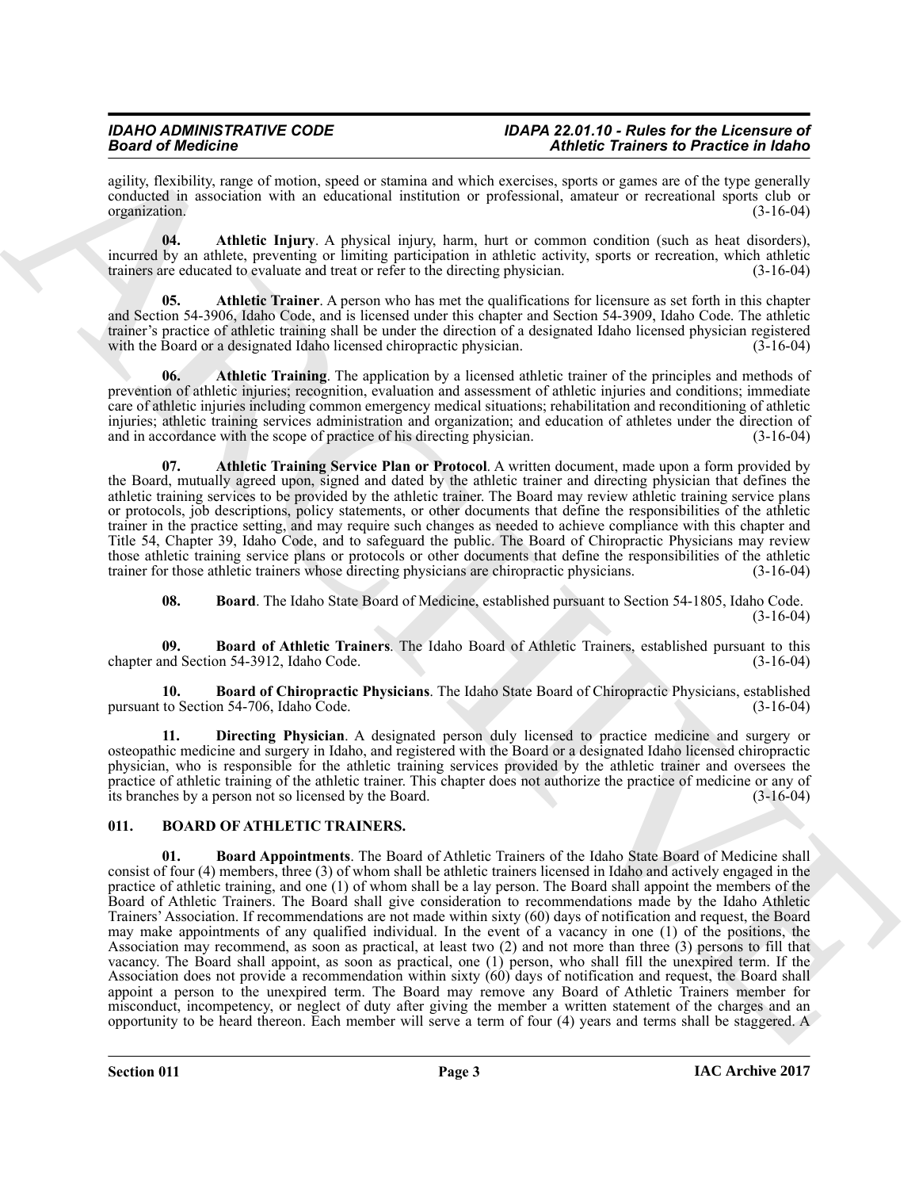agility, flexibility, range of motion, speed or stamina and which exercises, sports or games are of the type generally conducted in association with an educational institution or professional, amateur or recreational sports club or organization. (3-16-04)

**04. Athletic Injury**. A physical injury, harm, hurt or common condition (such as heat disorders), incurred by an athlete, preventing or limiting participation in athletic activity, sports or recreation, which athletic trainers are educated to evaluate and treat or refer to the directing physician. (3-16-04)

**05. Athletic Trainer**. A person who has met the qualifications for licensure as set forth in this chapter and Section 54-3906, Idaho Code, and is licensed under this chapter and Section 54-3909, Idaho Code. The athletic trainer's practice of athletic training shall be under the direction of a designated Idaho licensed physician registered with the Board or a designated Idaho licensed chiropractic physician. (3-16-04)

**06. Athletic Training**. The application by a licensed athletic trainer of the principles and methods of prevention of athletic injuries; recognition, evaluation and assessment of athletic injuries and conditions; immediate care of athletic injuries including common emergency medical situations; rehabilitation and reconditioning of athletic injuries; athletic training services administration and organization; and education of athletes under the direction of and in accordance with the scope of practice of his directing physician. (3-16-04)

**07. Athletic Training Service Plan or Protocol**. A written document, made upon a form provided by the Board, mutually agreed upon, signed and dated by the athletic trainer and directing physician that defines the athletic training services to be provided by the athletic trainer. The Board may review athletic training service plans or protocols, job descriptions, policy statements, or other documents that define the responsibilities of the athletic trainer in the practice setting, and may require such changes as needed to achieve compliance with this chapter and Title 54, Chapter 39, Idaho Code, and to safeguard the public. The Board of Chiropractic Physicians may review those athletic training service plans or protocols or other documents that define the responsibilities of the athletic trainer for those athletic trainers whose directing physicians are chiropractic physicians. (3-16-04)

**08. Board**. The Idaho State Board of Medicine, established pursuant to Section 54-1805, Idaho Code. (3-16-04)

**09. Board of Athletic Trainers**. The Idaho Board of Athletic Trainers, established pursuant to this chapter and Section 54-3912, Idaho Code. (3-16-04)

**10. Board of Chiropractic Physicians**. The Idaho State Board of Chiropractic Physicians, established pursuant to Section 54-706, Idaho Code. (3-16-04)

**11. Directing Physician**. A designated person duly licensed to practice medicine and surgery or osteopathic medicine and surgery in Idaho, and registered with the Board or a designated Idaho licensed chiropractic physician, who is responsible for the athletic training services provided by the athletic trainer and oversees the practice of athletic training of the athletic trainer. This chapter does not authorize the practice of medicine or any of its branches by a person not so licensed by the Board. (3-16-04)

## 011. BOARD OF ATHLETIC TRAINERS.

**01. Board Appointments**. The Board of Athletic Trainers of the Idaho State Board of Medicine shall consist of four (4) members, three (3) of whom shall be athletic trainers licensed in Idaho and actively engaged in the practice of athletic training, and one (1) of whom shall be a lay person. The Board shall appoint the members of the Board of Athletic Trainers. The Board shall give consideration to recommendations made by the Idaho Athletic Trainers' Association. If recommendations are not made within sixty (60) days of notification and request, the Board may make appointments of any qualified individual. In the event of a vacancy in one (1) of the positions, the Association may recommend, as soon as practical, at least two (2) and not more than three (3) persons to fill that vacancy. The Board shall appoint, as soon as practical, one (1) person, who shall fill the unexpired term. If the Association does not provide a recommendation within sixty (60) days of notification and request, the Board shall appoint a person to the unexpired term. The Board may remove any Board of Athletic Trainers member for misconduct, incompetency, or neglect of duty after giving the member a written statement of the charges and an opportunity to be heard thereon. Each member will serve a term of four (4) years and terms shall be staggered. A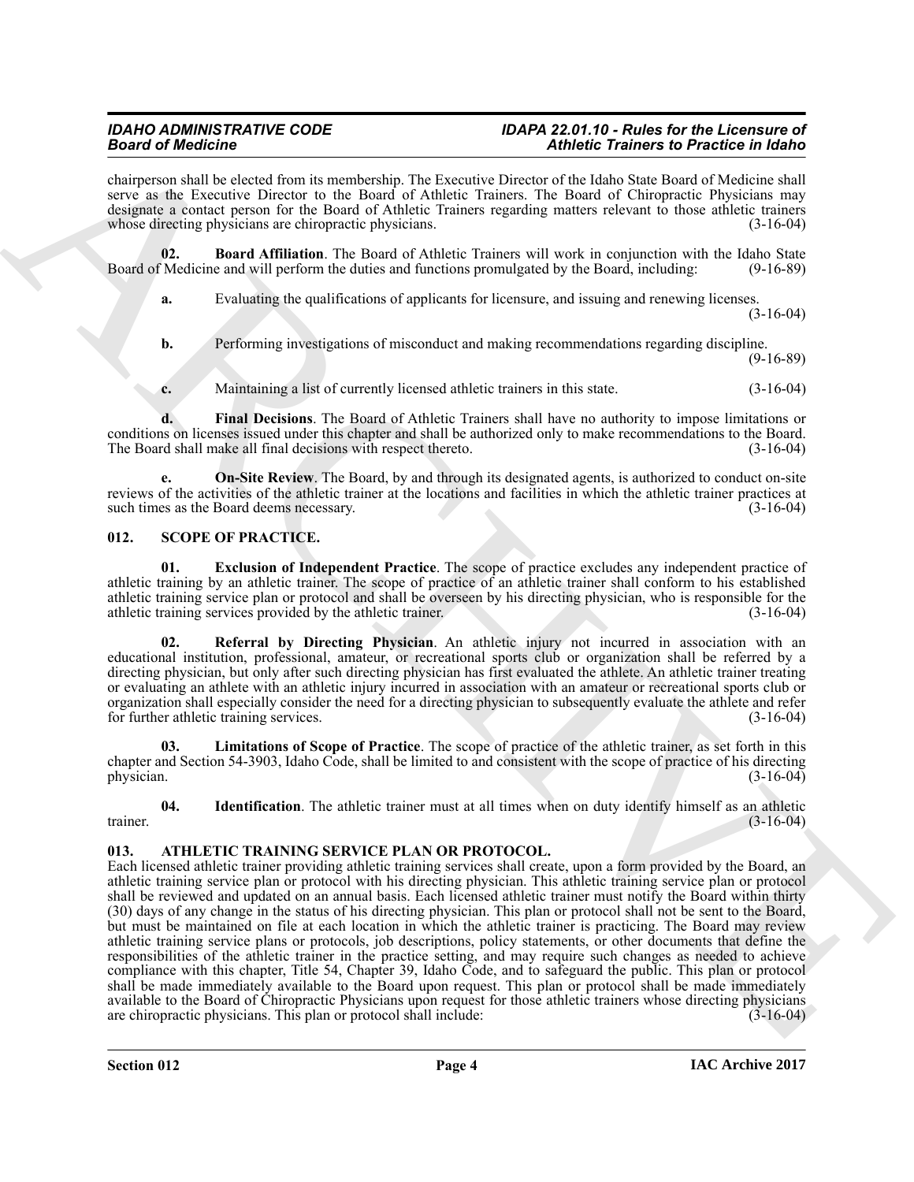chairperson shall be elected from its membership. The Executive Director of the Idaho State Board of Medicine shall serve as the Executive Director to the Board of Athletic Trainers. The Board of Chiropractic Physicians may designate a contact person for the Board of Athletic Trainers regarding matters relevant to those athletic trainers whose directing physicians are chiropractic physicians. (3-16-04)

**02. Board Affiliation**. The Board of Athletic Trainers will work in conjunction with the Idaho State Board of Medicine and will perform the duties and functions promulgated by the Board, including: (9-16-89)

**a.** Evaluating the qualifications of applicants for licensure, and issuing and renewing licenses. (3-16-04)

**b.** Performing investigations of misconduct and making recommendations regarding discipline. (9-16-89)

**c.** Maintaining a list of currently licensed athletic trainers in this state. (3-16-04)

**d. Final Decisions**. The Board of Athletic Trainers shall have no authority to impose limitations or conditions on licenses issued under this chapter and shall be authorized only to make recommendations to the Board. The Board shall make all final decisions with respect thereto. (3-16-04)

**e. On-Site Review**. The Board, by and through its designated agents, is authorized to conduct on-site reviews of the activities of the athletic trainer at the locations and facilities in which the athletic trainer practices at such times as the Board deems necessary. (3-16-04)

## 012. SCOPE OF PRACTICE.

**01. Exclusion of Independent Practice**. The scope of practice excludes any independent practice of athletic training by an athletic trainer. The scope of practice of an athletic trainer shall conform to his established athletic training service plan or protocol and shall be overseen by his directing physician, who is responsible for the athletic training services provided by the athletic trainer. (3-16-04)

**02. Referral by Directing Physician**. An athletic injury not incurred in association with an educational institution, professional, amateur, or recreational sports club or organization shall be referred by a directing physician, but only after such directing physician has first evaluated the athlete. An athletic trainer treating or evaluating an athlete with an athletic injury incurred in association with an amateur or recreational sports club or organization shall especially consider the need for a directing physician to subsequently evaluate the athlete and refer for further athletic training services. (3-16-04)

**03. Limitations of Scope of Practice**. The scope of practice of the athletic trainer, as set forth in this chapter and Section 54-3903, Idaho Code, shall be limited to and consistent with the scope of practice of his directing physician. (3-16-04)

**04. Identification**. The athletic trainer must at all times when on duty identify himself as an athletic trainer. (3-16-04)

## 013. ATHLETIC TRAINING SERVICE PLAN OR PROTOCOL.

Each licensed athletic trainer providing athletic training services shall create, upon a form provided by the Board, an athletic training service plan or protocol with his directing physician. This athletic training service plan or protocol shall be reviewed and updated on an annual basis. Each licensed athletic trainer must notify the Board within thirty (30) days of any change in the status of his directing physician. This plan or protocol shall not be sent to the Board, but must be maintained on file at each location in which the athletic trainer is practicing. The Board may review athletic training service plans or protocols, job descriptions, policy statements, or other documents that define the responsibilities of the athletic trainer in the practice setting, and may require such changes as needed to achieve compliance with this chapter, Title 54, Chapter 39, Idaho Code, and to safeguard the public. This plan or protocol shall be made immediately available to the Board upon request. This plan or protocol shall be made immediately available to the Board of Chiropractic Physicians upon request for those athletic trainers whose directing physicians are chiropractic physicians. This plan or protocol shall include: (3-16-04)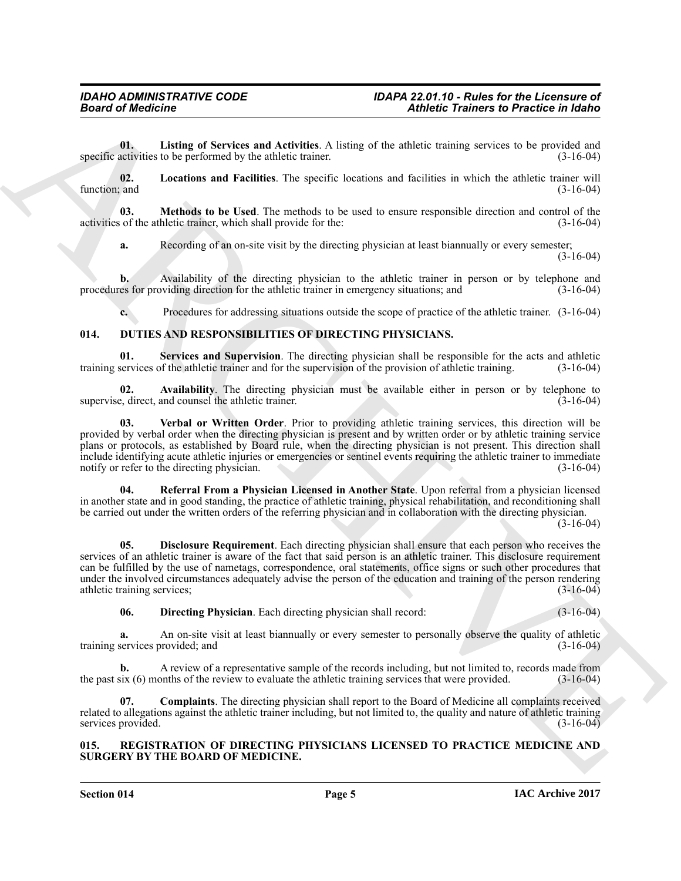**01. Listing of Services and Activities**. A listing of the athletic training services to be provided and specific activities to be performed by the athletic trainer. (3-16-04)

**02. Locations and Facilities**. The specific locations and facilities in which the athletic trainer will function; and (3-16-04)

**03. Methods to be Used**. The methods to be used to ensure responsible direction and control of the activities of the athletic trainer, which shall provide for the: (3-16-04)

**a.** Recording of an on-site visit by the directing physician at least biannually or every semester; (3-16-04)

**b.** Availability of the directing physician to the athletic trainer in person or by telephone and procedures for providing direction for the athletic trainer in emergency situations; and (3-16-04)

**c.** Procedures for addressing situations outside the scope of practice of the athletic trainer. (3-16-04)

## 014. DUTIES AND RESPONSIBILITIES OF DIRECTING PHYSICIANS.

**01. Services and Supervision**. The directing physician shall be responsible for the acts and athletic training services of the athletic trainer and for the supervision of the provision of athletic training. (3-16-04)

**02. Availability**. The directing physician must be available either in person or by telephone to supervise, direct, and counsel the athletic trainer. (3-16-04)

**03. Verbal or Written Order**. Prior to providing athletic training services, this direction will be provided by verbal order when the directing physician is present and by written order or by athletic training service plans or protocols, as established by Board rule, when the directing physician is not present. This direction shall include identifying acute athletic injuries or emergencies or sentinel events requiring the athletic trainer to immediate notify or refer to the directing physician. (3-16-04)

**04. Referral From a Physician Licensed in Another State**. Upon referral from a physician licensed in another state and in good standing, the practice of athletic training, physical rehabilitation, and reconditioning shall be carried out under the written orders of the referring physician and in collaboration with the directing physician. (3-16-04)

**05. Disclosure Requirement**. Each directing physician shall ensure that each person who receives the services of an athletic trainer is aware of the fact that said person is an athletic trainer. This disclosure requirement can be fulfilled by the use of nametags, correspondence, oral statements, office signs or such other procedures that under the involved circumstances adequately advise the person of the education and training of the person rendering athletic training services; (3-16-04)

**06. Directing Physician**. Each directing physician shall record: (3-16-04)

**a.** An on-site visit at least biannually or every semester to personally observe the quality of athletic training services provided; and (3-16-04)

**b.** A review of a representative sample of the records including, but not limited to, records made from the past six (6) months of the review to evaluate the athletic training services that were provided. (3-16-04)

**07. Complaints**. The directing physician shall report to the Board of Medicine all complaints received related to allegations against the athletic trainer including, but not limited to, the quality and nature of athletic training services provided. (3-16-04)

## 015. REGISTRATION OF DIRECTING PHYSICIANS LICENSED TO PRACTICE MEDICINE AND SURGERY BY THE BOARD OF MEDICINE.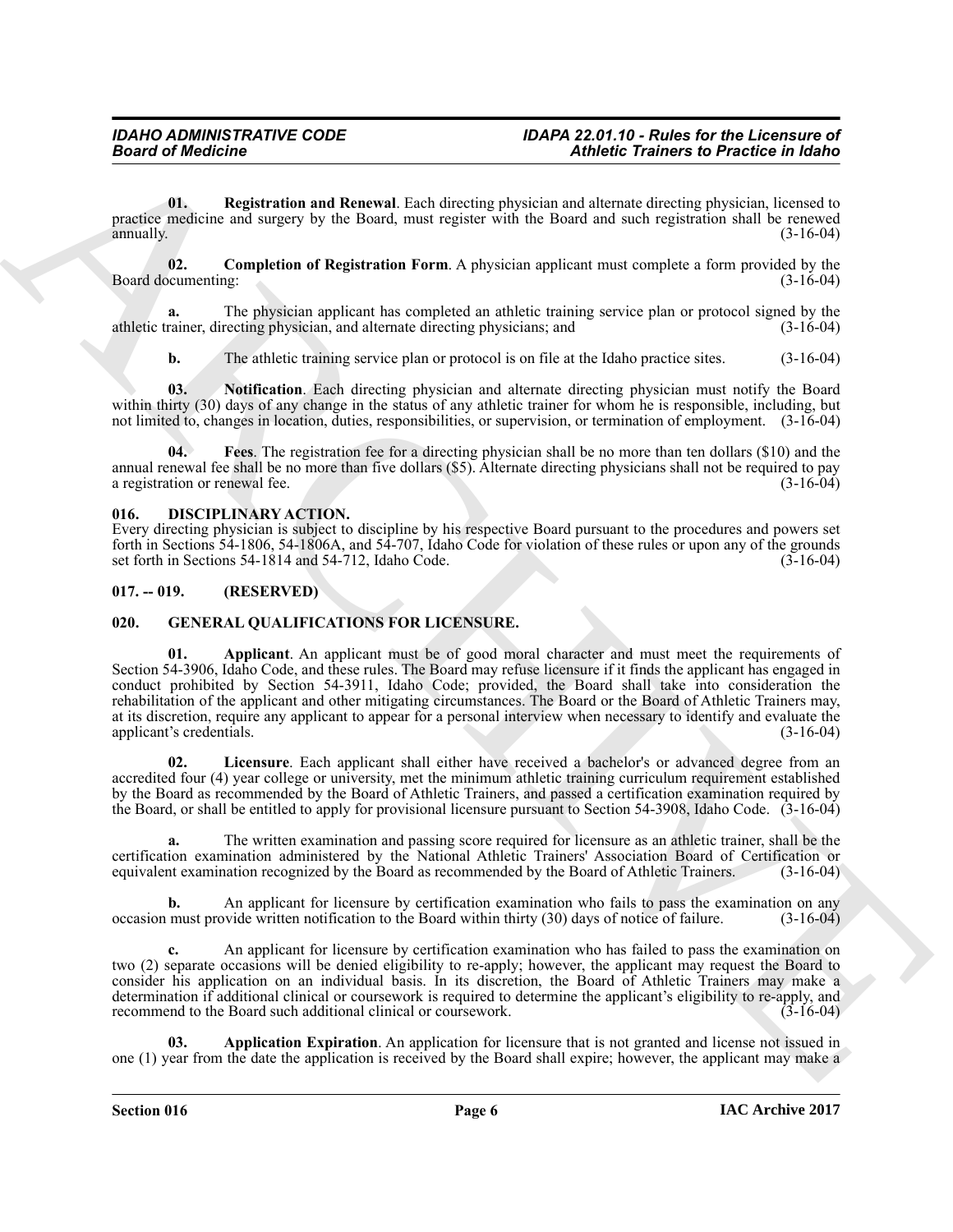**01. Registration and Renewal**. Each directing physician and alternate directing physician, licensed to practice medicine and surgery by the Board, must register with the Board and such registration shall be renewed annually. (3-16-04)

**02. Completion of Registration Form**. A physician applicant must complete a form provided by the Board documenting: (3-16-04)

**a.** The physician applicant has completed an athletic training service plan or protocol signed by the athletic trainer, directing physician, and alternate directing physicians; and (3-16-04)

**b.** The athletic training service plan or protocol is on file at the Idaho practice sites. (3-16-04)

**03. Notification**. Each directing physician and alternate directing physician must notify the Board within thirty (30) days of any change in the status of any athletic trainer for whom he is responsible, including, but not limited to, changes in location, duties, responsibilities, or supervision, or termination of employment. (3-16-04)

**04. Fees**. The registration fee for a directing physician shall be no more than ten dollars ($10) and the annual renewal fee shall be no more than five dollars ($5). Alternate directing physicians shall not be required to pay a registration or renewal fee. (3-16-04)

## 016. DISCIPLINARY ACTION.

Every directing physician is subject to discipline by his respective Board pursuant to the procedures and powers set forth in Sections 54-1806, 54-1806A, and 54-707, Idaho Code for violation of these rules or upon any of the grounds set forth in Sections 54-1814 and 54-712, Idaho Code. (3-16-04)

## 017. -- 019. (RESERVED)

## 020. GENERAL QUALIFICATIONS FOR LICENSURE.

**01. Applicant**. An applicant must be of good moral character and must meet the requirements of Section 54-3906, Idaho Code, and these rules. The Board may refuse licensure if it finds the applicant has engaged in conduct prohibited by Section 54-3911, Idaho Code; provided, the Board shall take into consideration the rehabilitation of the applicant and other mitigating circumstances. The Board or the Board of Athletic Trainers may, at its discretion, require any applicant to appear for a personal interview when necessary to identify and evaluate the applicant's credentials. (3-16-04)

**02. Licensure**. Each applicant shall either have received a bachelor's or advanced degree from an accredited four (4) year college or university, met the minimum athletic training curriculum requirement established by the Board as recommended by the Board of Athletic Trainers, and passed a certification examination required by the Board, or shall be entitled to apply for provisional licensure pursuant to Section 54-3908, Idaho Code. (3-16-04)

**a.** The written examination and passing score required for licensure as an athletic trainer, shall be the certification examination administered by the National Athletic Trainers' Association Board of Certification or equivalent examination recognized by the Board as recommended by the Board of Athletic Trainers. (3-16-04)

**b.** An applicant for licensure by certification examination who fails to pass the examination on any occasion must provide written notification to the Board within thirty (30) days of notice of failure. (3-16-04)

**c.** An applicant for licensure by certification examination who has failed to pass the examination on two (2) separate occasions will be denied eligibility to re-apply; however, the applicant may request the Board to consider his application on an individual basis. In its discretion, the Board of Athletic Trainers may make a determination if additional clinical or coursework is required to determine the applicant's eligibility to re-apply, and recommend to the Board such additional clinical or coursework. (3-16-04)

**03. Application Expiration**. An application for licensure that is not granted and license not issued in one (1) year from the date the application is received by the Board shall expire; however, the applicant may make a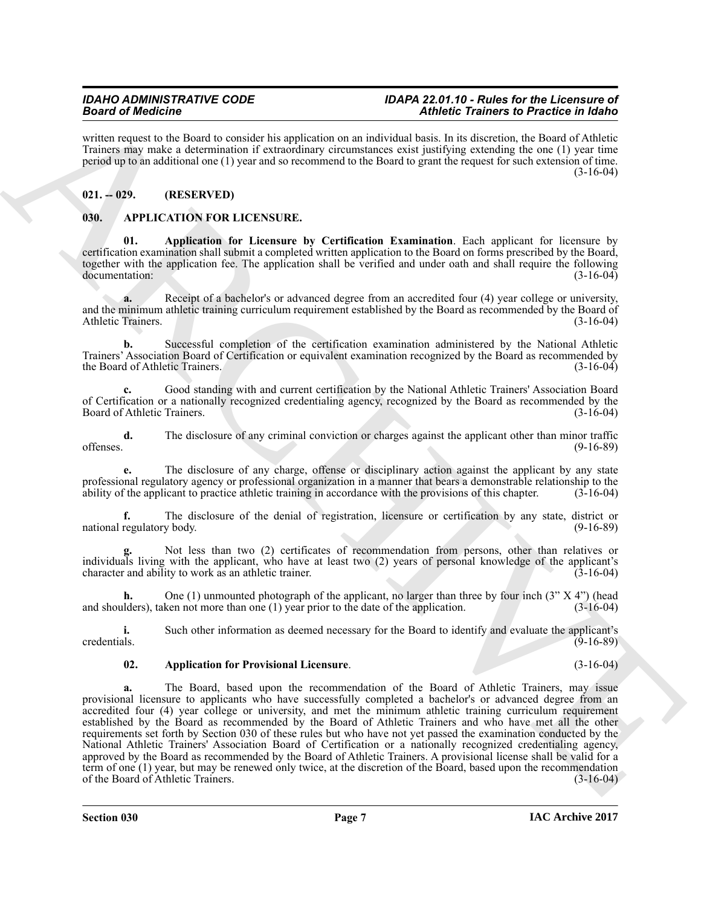written request to the Board to consider his application on an individual basis. In its discretion, the Board of Athletic Trainers may make a determination if extraordinary circumstances exist justifying extending the one (1) year time period up to an additional one (1) year and so recommend to the Board to grant the request for such extension of time. (3-16-04)

## 021. -- 029. (RESERVED)

## 030. APPLICATION FOR LICENSURE.

**01. Application for Licensure by Certification Examination**. Each applicant for licensure by certification examination shall submit a completed written application to the Board on forms prescribed by the Board, together with the application fee. The application shall be verified and under oath and shall require the following documentation: (3-16-04)

**a.** Receipt of a bachelor's or advanced degree from an accredited four (4) year college or university, and the minimum athletic training curriculum requirement established by the Board as recommended by the Board of Athletic Trainers. (3-16-04)

**b.** Successful completion of the certification examination administered by the National Athletic Trainers' Association Board of Certification or equivalent examination recognized by the Board as recommended by the Board of Athletic Trainers. (3-16-04)

**c.** Good standing with and current certification by the National Athletic Trainers' Association Board of Certification or a nationally recognized credentialing agency, recognized by the Board as recommended by the Board of Athletic Trainers. (3-16-04)

**d.** The disclosure of any criminal conviction or charges against the applicant other than minor traffic offenses. (9-16-89)

**e.** The disclosure of any charge, offense or disciplinary action against the applicant by any state professional regulatory agency or professional organization in a manner that bears a demonstrable relationship to the ability of the applicant to practice athletic training in accordance with the provisions of this chapter. (3-16-04)

**f.** The disclosure of the denial of registration, licensure or certification by any state, district or national regulatory body. (9-16-89)

**g.** Not less than two (2) certificates of recommendation from persons, other than relatives or individuals living with the applicant, who have at least two (2) years of personal knowledge of the applicant's character and ability to work as an athletic trainer. (3-16-04)

**h.** One (1) unmounted photograph of the applicant, no larger than three by four inch (3" X 4") (head and shoulders), taken not more than one (1) year prior to the date of the application. (3-16-04)

**i.** Such other information as deemed necessary for the Board to identify and evaluate the applicant's credentials. (9-16-89)

**02. Application for Provisional Licensure**. (3-16-04)

**a.** The Board, based upon the recommendation of the Board of Athletic Trainers, may issue provisional licensure to applicants who have successfully completed a bachelor's or advanced degree from an accredited four (4) year college or university, and met the minimum athletic training curriculum requirement established by the Board as recommended by the Board of Athletic Trainers and who have met all the other requirements set forth by Section 030 of these rules but who have not yet passed the examination conducted by the National Athletic Trainers' Association Board of Certification or a nationally recognized credentialing agency, approved by the Board as recommended by the Board of Athletic Trainers. A provisional license shall be valid for a term of one (1) year, but may be renewed only twice, at the discretion of the Board, based upon the recommendation of the Board of Athletic Trainers. (3-16-04)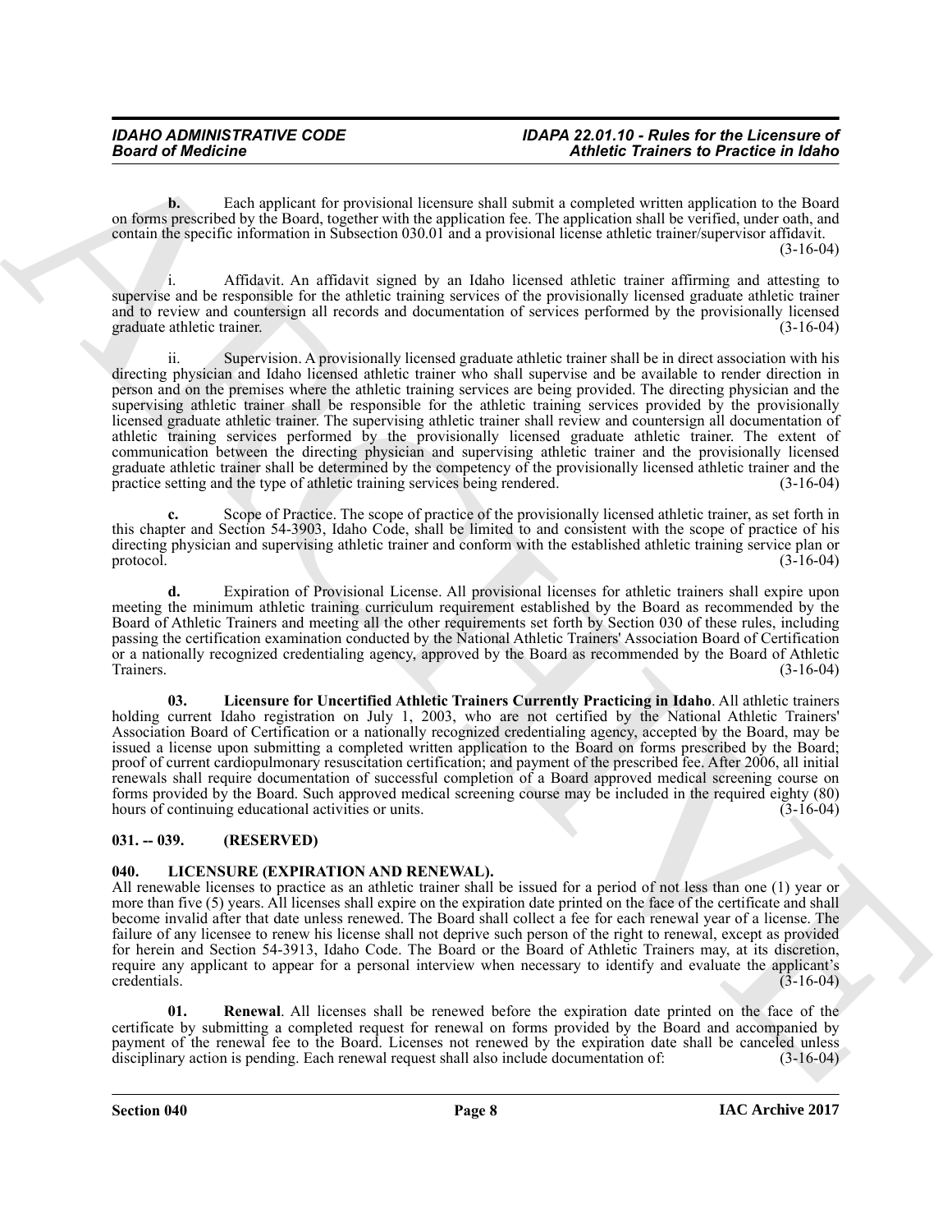**b.** Each applicant for provisional licensure shall submit a completed written application to the Board on forms prescribed by the Board, together with the application fee. The application shall be verified, under oath, and contain the specific information in Subsection 030.01 and a provisional license athletic trainer/supervisor affidavit. (3-16-04)

i. Affidavit. An affidavit signed by an Idaho licensed athletic trainer affirming and attesting to supervise and be responsible for the athletic training services of the provisionally licensed graduate athletic trainer and to review and countersign all records and documentation of services performed by the provisionally licensed graduate athletic trainer. (3-16-04)

ii. Supervision. A provisionally licensed graduate athletic trainer shall be in direct association with his directing physician and Idaho licensed athletic trainer who shall supervise and be available to render direction in person and on the premises where the athletic training services are being provided. The directing physician and the supervising athletic trainer shall be responsible for the athletic training services provided by the provisionally licensed graduate athletic trainer. The supervising athletic trainer shall review and countersign all documentation of athletic training services performed by the provisionally licensed graduate athletic trainer. The extent of communication between the directing physician and supervising athletic trainer and the provisionally licensed graduate athletic trainer shall be determined by the competency of the provisionally licensed athletic trainer and the practice setting and the type of athletic training services being rendered. (3-16-04)

**c.** Scope of Practice. The scope of practice of the provisionally licensed athletic trainer, as set forth in this chapter and Section 54-3903, Idaho Code, shall be limited to and consistent with the scope of practice of his directing physician and supervising athletic trainer and conform with the established athletic training service plan or protocol. (3-16-04)

**d.** Expiration of Provisional License. All provisional licenses for athletic trainers shall expire upon meeting the minimum athletic training curriculum requirement established by the Board as recommended by the Board of Athletic Trainers and meeting all the other requirements set forth by Section 030 of these rules, including passing the certification examination conducted by the National Athletic Trainers' Association Board of Certification or a nationally recognized credentialing agency, approved by the Board as recommended by the Board of Athletic Trainers. (3-16-04)

**03. Licensure for Uncertified Athletic Trainers Currently Practicing in Idaho**. All athletic trainers holding current Idaho registration on July 1, 2003, who are not certified by the National Athletic Trainers' Association Board of Certification or a nationally recognized credentialing agency, accepted by the Board, may be issued a license upon submitting a completed written application to the Board on forms prescribed by the Board; proof of current cardiopulmonary resuscitation certification; and payment of the prescribed fee. After 2006, all initial renewals shall require documentation of successful completion of a Board approved medical screening course on forms provided by the Board. Such approved medical screening course may be included in the required eighty (80) hours of continuing educational activities or units. (3-16-04)

## 031. -- 039. (RESERVED)

## 040. LICENSURE (EXPIRATION AND RENEWAL).

All renewable licenses to practice as an athletic trainer shall be issued for a period of not less than one (1) year or more than five (5) years. All licenses shall expire on the expiration date printed on the face of the certificate and shall become invalid after that date unless renewed. The Board shall collect a fee for each renewal year of a license. The failure of any licensee to renew his license shall not deprive such person of the right to renewal, except as provided for herein and Section 54-3913, Idaho Code. The Board or the Board of Athletic Trainers may, at its discretion, require any applicant to appear for a personal interview when necessary to identify and evaluate the applicant's credentials. (3-16-04)

**01. Renewal**. All licenses shall be renewed before the expiration date printed on the face of the certificate by submitting a completed request for renewal on forms provided by the Board and accompanied by payment of the renewal fee to the Board. Licenses not renewed by the expiration date shall be canceled unless disciplinary action is pending. Each renewal request shall also include documentation of: (3-16-04)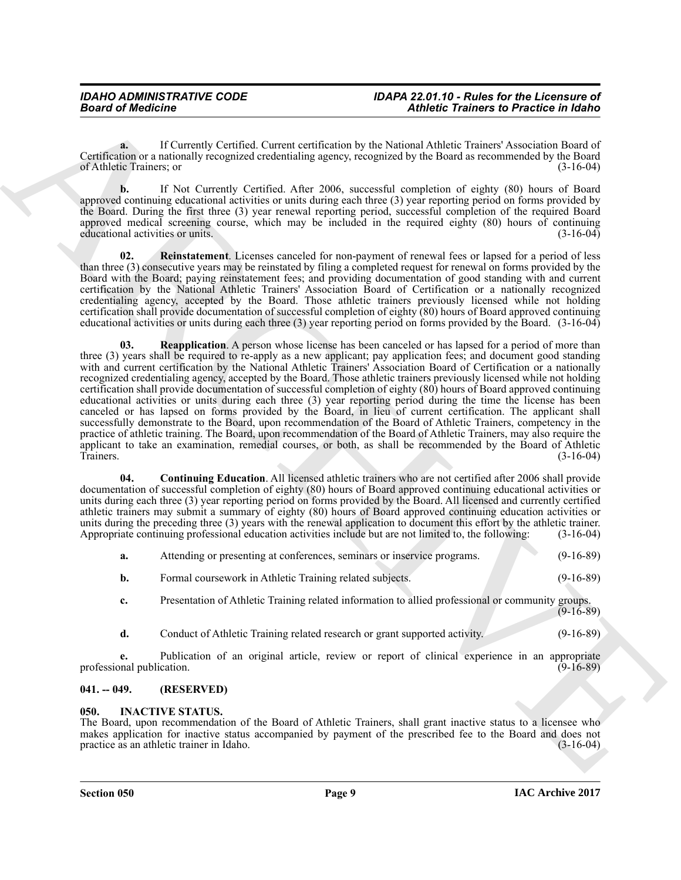**a.** If Currently Certified. Current certification by the National Athletic Trainers' Association Board of Certification or a nationally recognized credentialing agency, recognized by the Board as recommended by the Board of Athletic Trainers; or (3-16-04)

**b.** If Not Currently Certified. After 2006, successful completion of eighty (80) hours of Board approved continuing educational activities or units during each three (3) year reporting period on forms provided by the Board. During the first three (3) year renewal reporting period, successful completion of the required Board approved medical screening course, which may be included in the required eighty (80) hours of continuing educational activities or units. (3-16-04)

**02. Reinstatement**. Licenses canceled for non-payment of renewal fees or lapsed for a period of less than three (3) consecutive years may be reinstated by filing a completed request for renewal on forms provided by the Board with the Board; paying reinstatement fees; and providing documentation of good standing with and current certification by the National Athletic Trainers' Association Board of Certification or a nationally recognized credentialing agency, accepted by the Board. Those athletic trainers previously licensed while not holding certification shall provide documentation of successful completion of eighty (80) hours of Board approved continuing educational activities or units during each three (3) year reporting period on forms provided by the Board. (3-16-04)

**03. Reapplication**. A person whose license has been canceled or has lapsed for a period of more than three (3) years shall be required to re-apply as a new applicant; pay application fees; and document good standing with and current certification by the National Athletic Trainers' Association Board of Certification or a nationally recognized credentialing agency, accepted by the Board. Those athletic trainers previously licensed while not holding certification shall provide documentation of successful completion of eighty (80) hours of Board approved continuing educational activities or units during each three (3) year reporting period during the time the license has been canceled or has lapsed on forms provided by the Board, in lieu of current certification. The applicant shall successfully demonstrate to the Board, upon recommendation of the Board of Athletic Trainers, competency in the practice of athletic training. The Board, upon recommendation of the Board of Athletic Trainers, may also require the applicant to take an examination, remedial courses, or both, as shall be recommended by the Board of Athletic Trainers. (3-16-04)

**04. Continuing Education**. All licensed athletic trainers who are not certified after 2006 shall provide documentation of successful completion of eighty (80) hours of Board approved continuing educational activities or units during each three (3) year reporting period on forms provided by the Board. All licensed and currently certified athletic trainers may submit a summary of eighty (80) hours of Board approved continuing education activities or units during the preceding three (3) years with the renewal application to document this effort by the athletic trainer. Appropriate continuing professional education activities include but are not limited to, the following: (3-16-04)

**a.** Attending or presenting at conferences, seminars or inservice programs. (9-16-89)

**b.** Formal coursework in Athletic Training related subjects. (9-16-89)

**c.** Presentation of Athletic Training related information to allied professional or community groups. (9-16-89)

**d.** Conduct of Athletic Training related research or grant supported activity. (9-16-89)

**e.** Publication of an original article, review or report of clinical experience in an appropriate professional publication. (9-16-89)

## 041. -- 049. (RESERVED)

## 050. INACTIVE STATUS.

The Board, upon recommendation of the Board of Athletic Trainers, shall grant inactive status to a licensee who makes application for inactive status accompanied by payment of the prescribed fee to the Board and does not practice as an athletic trainer in Idaho. (3-16-04)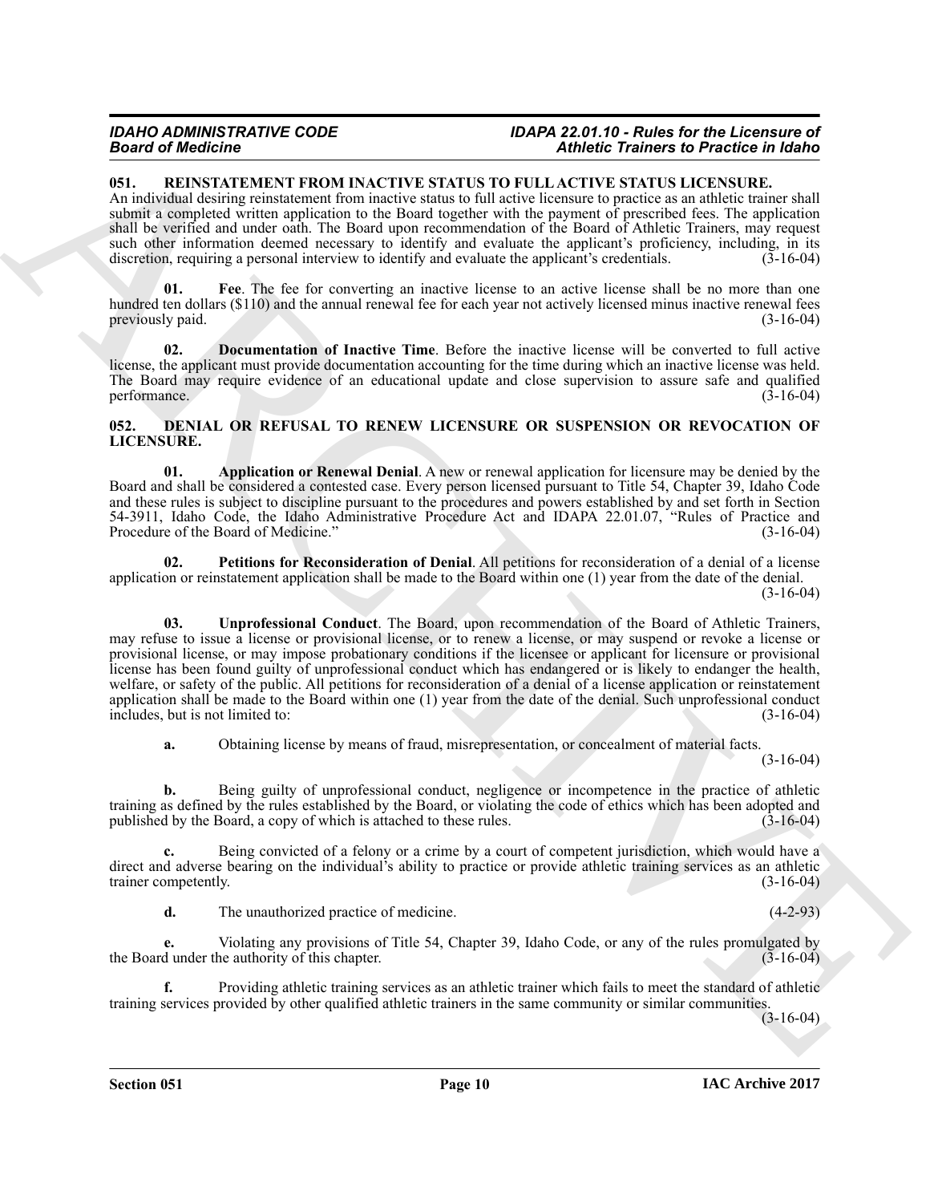## 051. REINSTATEMENT FROM INACTIVE STATUS TO FULL ACTIVE STATUS LICENSURE.

An individual desiring reinstatement from inactive status to full active licensure to practice as an athletic trainer shall submit a completed written application to the Board together with the payment of prescribed fees. The application shall be verified and under oath. The Board upon recommendation of the Board of Athletic Trainers, may request such other information deemed necessary to identify and evaluate the applicant's proficiency, including, in its discretion, requiring a personal interview to identify and evaluate the applicant's credentials. (3-16-04)

**01. Fee**. The fee for converting an inactive license to an active license shall be no more than one hundred ten dollars ($110) and the annual renewal fee for each year not actively licensed minus inactive renewal fees previously paid. (3-16-04)

**02. Documentation of Inactive Time**. Before the inactive license will be converted to full active license, the applicant must provide documentation accounting for the time during which an inactive license was held. The Board may require evidence of an educational update and close supervision to assure safe and qualified performance. (3-16-04)

## 052. DENIAL OR REFUSAL TO RENEW LICENSURE OR SUSPENSION OR REVOCATION OF LICENSURE.

**01. Application or Renewal Denial**. A new or renewal application for licensure may be denied by the Board and shall be considered a contested case. Every person licensed pursuant to Title 54, Chapter 39, Idaho Code and these rules is subject to discipline pursuant to the procedures and powers established by and set forth in Section 54-3911, Idaho Code, the Idaho Administrative Procedure Act and IDAPA 22.01.07, "Rules of Practice and Procedure of the Board of Medicine." (3-16-04)

**02. Petitions for Reconsideration of Denial**. All petitions for reconsideration of a denial of a license application or reinstatement application shall be made to the Board within one (1) year from the date of the denial. (3-16-04)

**03. Unprofessional Conduct**. The Board, upon recommendation of the Board of Athletic Trainers, may refuse to issue a license or provisional license, or to renew a license, or may suspend or revoke a license or provisional license, or may impose probationary conditions if the licensee or applicant for licensure or provisional license has been found guilty of unprofessional conduct which has endangered or is likely to endanger the health, welfare, or safety of the public. All petitions for reconsideration of a denial of a license application or reinstatement application shall be made to the Board within one (1) year from the date of the denial. Such unprofessional conduct includes, but is not limited to: (3-16-04)

**a.** Obtaining license by means of fraud, misrepresentation, or concealment of material facts. (3-16-04)

**b.** Being guilty of unprofessional conduct, negligence or incompetence in the practice of athletic training as defined by the rules established by the Board, or violating the code of ethics which has been adopted and published by the Board, a copy of which is attached to these rules. (3-16-04)

**c.** Being convicted of a felony or a crime by a court of competent jurisdiction, which would have a direct and adverse bearing on the individual's ability to practice or provide athletic training services as an athletic trainer competently. (3-16-04)

**d.** The unauthorized practice of medicine. (4-2-93)

**e.** Violating any provisions of Title 54, Chapter 39, Idaho Code, or any of the rules promulgated by the Board under the authority of this chapter. (3-16-04)

**f.** Providing athletic training services as an athletic trainer which fails to meet the standard of athletic training services provided by other qualified athletic trainers in the same community or similar communities. (3-16-04)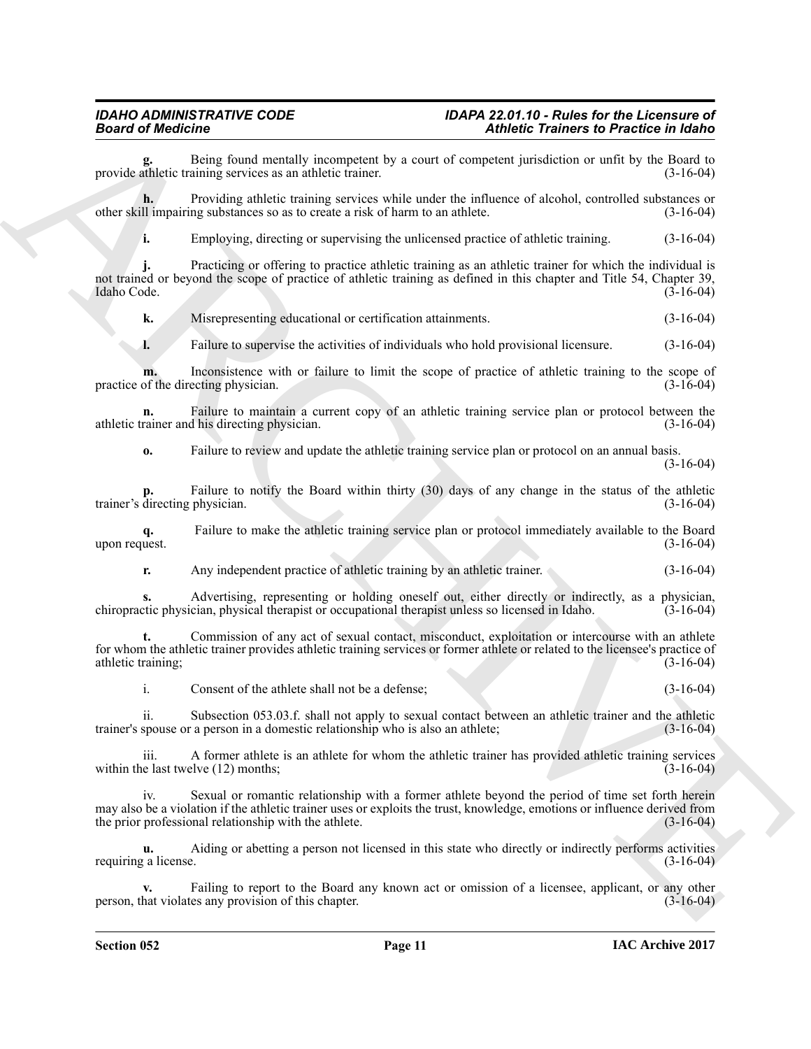**g.** Being found mentally incompetent by a court of competent jurisdiction or unfit by the Board to provide athletic training services as an athletic trainer. (3-16-04)

**h.** Providing athletic training services while under the influence of alcohol, controlled substances or other skill impairing substances so as to create a risk of harm to an athlete. (3-16-04)

**i.** Employing, directing or supervising the unlicensed practice of athletic training. (3-16-04)

**j.** Practicing or offering to practice athletic training as an athletic trainer for which the individual is not trained or beyond the scope of practice of athletic training as defined in this chapter and Title 54, Chapter 39, Idaho Code. (3-16-04)

**k.** Misrepresenting educational or certification attainments. (3-16-04)

**l.** Failure to supervise the activities of individuals who hold provisional licensure. (3-16-04)

**m.** Inconsistence with or failure to limit the scope of practice of athletic training to the scope of practice of the directing physician. (3-16-04)

**n.** Failure to maintain a current copy of an athletic training service plan or protocol between the athletic trainer and his directing physician. (3-16-04)

**o.** Failure to review and update the athletic training service plan or protocol on an annual basis. (3-16-04)

**p.** Failure to notify the Board within thirty (30) days of any change in the status of the athletic trainer's directing physician. (3-16-04)

**q.** Failure to make the athletic training service plan or protocol immediately available to the Board upon request. (3-16-04)

**r.** Any independent practice of athletic training by an athletic trainer. (3-16-04)

**s.** Advertising, representing or holding oneself out, either directly or indirectly, as a physician, chiropractic physician, physical therapist or occupational therapist unless so licensed in Idaho. (3-16-04)

**t.** Commission of any act of sexual contact, misconduct, exploitation or intercourse with an athlete for whom the athletic trainer provides athletic training services or former athlete or related to the licensee's practice of athletic training; (3-16-04)

i. Consent of the athlete shall not be a defense; (3-16-04)

ii. Subsection 053.03.f. shall not apply to sexual contact between an athletic trainer and the athletic trainer's spouse or a person in a domestic relationship who is also an athlete; (3-16-04)

iii. A former athlete is an athlete for whom the athletic trainer has provided athletic training services within the last twelve (12) months; (3-16-04)

iv. Sexual or romantic relationship with a former athlete beyond the period of time set forth herein may also be a violation if the athletic trainer uses or exploits the trust, knowledge, emotions or influence derived from the prior professional relationship with the athlete. (3-16-04)

**u.** Aiding or abetting a person not licensed in this state who directly or indirectly performs activities requiring a license. (3-16-04)

**v.** Failing to report to the Board any known act or omission of a licensee, applicant, or any other person, that violates any provision of this chapter. (3-16-04)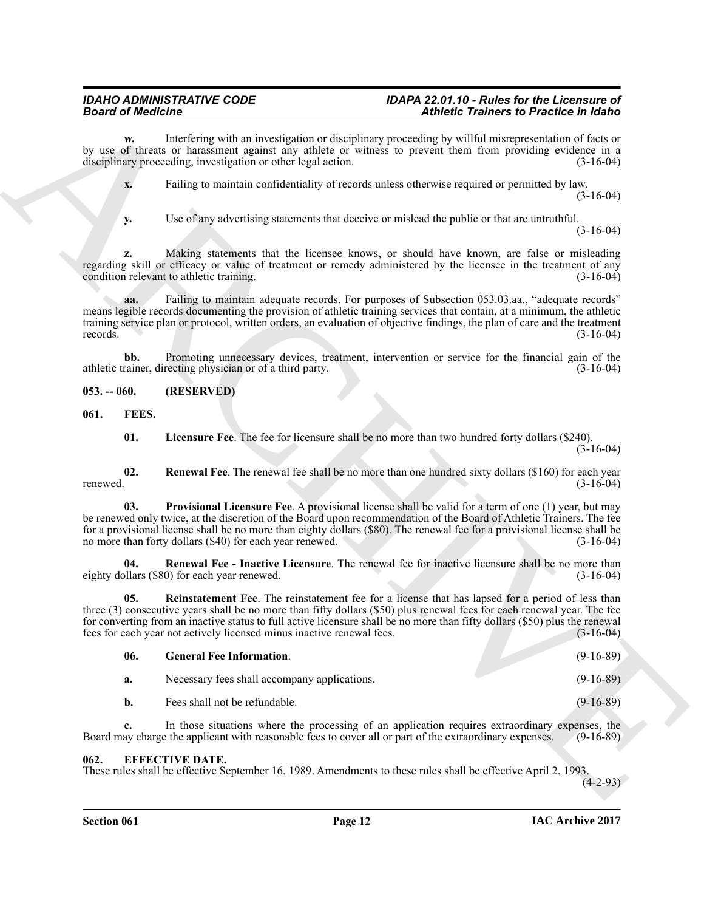**w.** Interfering with an investigation or disciplinary proceeding by willful misrepresentation of facts or by use of threats or harassment against any athlete or witness to prevent them from providing evidence in a disciplinary proceeding, investigation or other legal action. (3-16-04)

**x.** Failing to maintain confidentiality of records unless otherwise required or permitted by law. (3-16-04)

**y.** Use of any advertising statements that deceive or mislead the public or that are untruthful. (3-16-04)

**z.** Making statements that the licensee knows, or should have known, are false or misleading regarding skill or efficacy or value of treatment or remedy administered by the licensee in the treatment of any condition relevant to athletic training. (3-16-04)

**aa.** Failing to maintain adequate records. For purposes of Subsection 053.03.aa., "adequate records" means legible records documenting the provision of athletic training services that contain, at a minimum, the athletic training service plan or protocol, written orders, an evaluation of objective findings, the plan of care and the treatment records. (3-16-04)

**bb.** Promoting unnecessary devices, treatment, intervention or service for the financial gain of the athletic trainer, directing physician or of a third party. (3-16-04)

## 053. -- 060. (RESERVED)

## 061. FEES.

**01. Licensure Fee**. The fee for licensure shall be no more than two hundred forty dollars ($240). (3-16-04)

**02. Renewal Fee**. The renewal fee shall be no more than one hundred sixty dollars ($160) for each year renewed. (3-16-04)

**03. Provisional Licensure Fee**. A provisional license shall be valid for a term of one (1) year, but may be renewed only twice, at the discretion of the Board upon recommendation of the Board of Athletic Trainers. The fee for a provisional license shall be no more than eighty dollars ($80). The renewal fee for a provisional license shall be no more than forty dollars ($40) for each year renewed. (3-16-04)

**04. Renewal Fee - Inactive Licensure**. The renewal fee for inactive licensure shall be no more than eighty dollars ($80) for each year renewed. (3-16-04)

**05. Reinstatement Fee**. The reinstatement fee for a license that has lapsed for a period of less than three (3) consecutive years shall be no more than fifty dollars ($50) plus renewal fees for each renewal year. The fee for converting from an inactive status to full active licensure shall be no more than fifty dollars ($50) plus the renewal fees for each year not actively licensed minus inactive renewal fees. (3-16-04)

**06. General Fee Information**. (9-16-89)

**a.** Necessary fees shall accompany applications. (9-16-89)

**b.** Fees shall not be refundable. (9-16-89)

**c.** In those situations where the processing of an application requires extraordinary expenses, the Board may charge the applicant with reasonable fees to cover all or part of the extraordinary expenses. (9-16-89)

## 062. EFFECTIVE DATE.

These rules shall be effective September 16, 1989. Amendments to these rules shall be effective April 2, 1993. (4-2-93)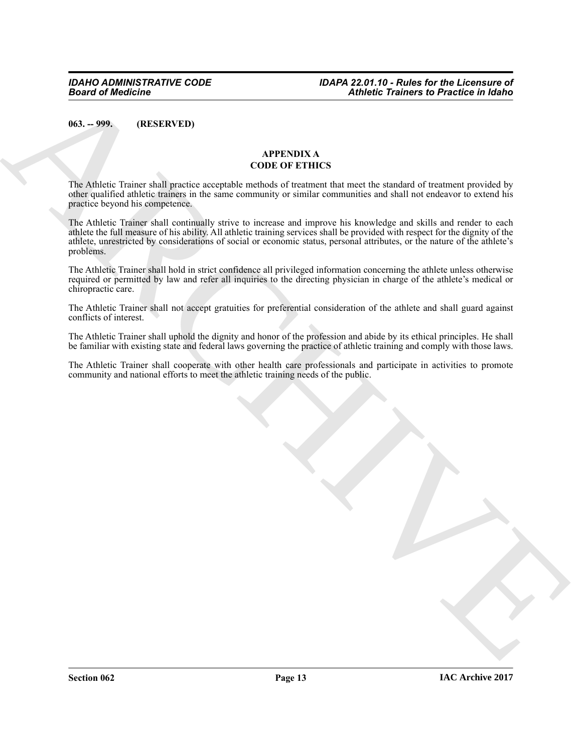**063. -- 999. (RESERVED)**

## APPENDIX A
## CODE OF ETHICS

The Athletic Trainer shall practice acceptable methods of treatment that meet the standard of treatment provided by other qualified athletic trainers in the same community or similar communities and shall not endeavor to extend his practice beyond his competence.

The Athletic Trainer shall continually strive to increase and improve his knowledge and skills and render to each athlete the full measure of his ability. All athletic training services shall be provided with respect for the dignity of the athlete, unrestricted by considerations of social or economic status, personal attributes, or the nature of the athlete's problems.

The Athletic Trainer shall hold in strict confidence all privileged information concerning the athlete unless otherwise required or permitted by law and refer all inquiries to the directing physician in charge of the athlete's medical or chiropractic care.

The Athletic Trainer shall not accept gratuities for preferential consideration of the athlete and shall guard against conflicts of interest.

The Athletic Trainer shall uphold the dignity and honor of the profession and abide by its ethical principles. He shall be familiar with existing state and federal laws governing the practice of athletic training and comply with those laws.

The Athletic Trainer shall cooperate with other health care professionals and participate in activities to promote community and national efforts to meet the athletic training needs of the public.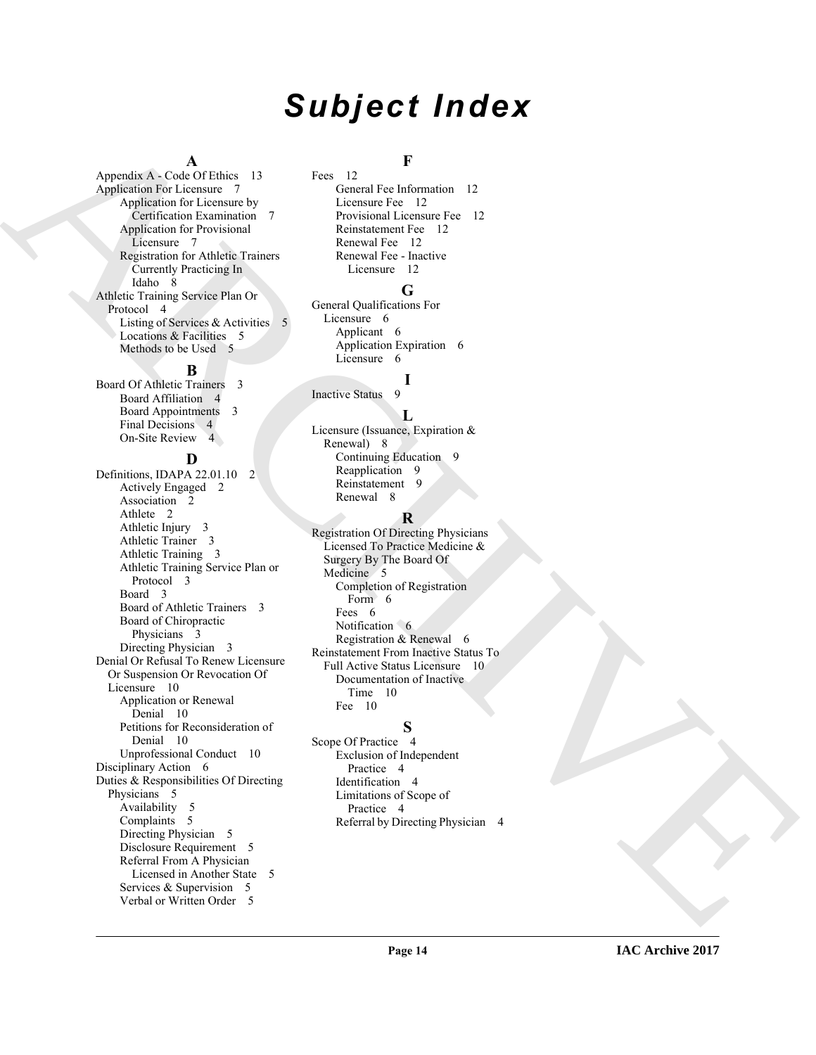# Subject Index

**A**

Appendix A - Code Of Ethics 13
Application For Licensure 7
- Application for Licensure by Certification Examination 7
- Application for Provisional Licensure 7
- Registration for Athletic Trainers Currently Practicing In Idaho 8

Athletic Training Service Plan Or Protocol 4
- Listing of Services & Activities 5
- Locations & Facilities 5
- Methods to be Used 5

**B**

Board Of Athletic Trainers 3
- Board Affiliation 4
- Board Appointments 3
- Final Decisions 4
- On-Site Review 4

**D**

Definitions, IDAPA 22.01.10 2
- Actively Engaged 2
- Association 2
- Athlete 2
- Athletic Injury 3
- Athletic Trainer 3
- Athletic Training 3
- Athletic Training Service Plan or Protocol 3
- Board 3
- Board of Athletic Trainers 3
- Board of Chiropractic Physicians 3
- Directing Physician 3

Denial Or Refusal To Renew Licensure Or Suspension Or Revocation Of Licensure 10
- Application or Renewal Denial 10
- Petitions for Reconsideration of Denial 10
- Unprofessional Conduct 10

Disciplinary Action 6
Duties & Responsibilities Of Directing Physicians 5
- Availability 5
- Complaints 5
- Directing Physician 5
- Disclosure Requirement 5
- Referral From A Physician Licensed in Another State 5
- Services & Supervision 5
- Verbal or Written Order 5

**F**

Fees 12
- General Fee Information 12
- Licensure Fee 12
- Provisional Licensure Fee 12
- Reinstatement Fee 12
- Renewal Fee 12
- Renewal Fee - Inactive Licensure 12

**G**

General Qualifications For Licensure 6
- Applicant 6
- Application Expiration 6
- Licensure 6

**I**

Inactive Status 9

**L**

Licensure (Issuance, Expiration & Renewal) 8
- Continuing Education 9
- Reapplication 9
- Reinstatement 9
- Renewal 8

**R**

Registration Of Directing Physicians Licensed To Practice Medicine & Surgery By The Board Of Medicine 5
- Completion of Registration Form 6
- Fees 6
- Notification 6
- Registration & Renewal 6

Reinstatement From Inactive Status To Full Active Status Licensure 10
- Documentation of Inactive Time 10
- Fee 10

**S**

Scope Of Practice 4
- Exclusion of Independent Practice 4
- Identification 4
- Limitations of Scope of Practice 4
- Referral by Directing Physician 4